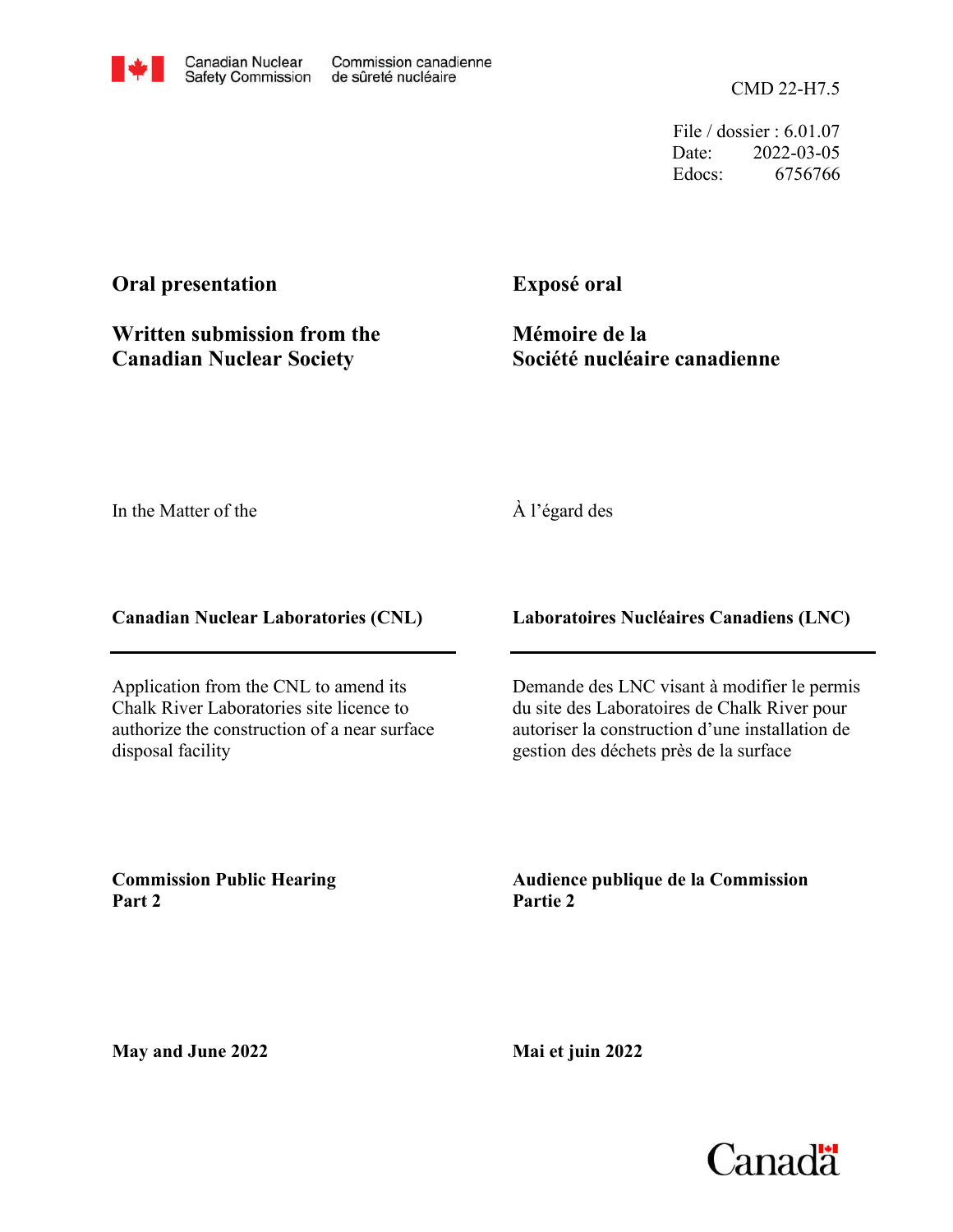Canadian Nuclear Safety Commission | Commission canadienne de sûreté nucléaire

CMD 22-H7.5

File / dossier : 6.01.07
Date: 2022-03-05
Edocs: 6756766

**Oral presentation**

**Written submission from the Canadian Nuclear Society**

**Exposé oral**

**Mémoire de la Société nucléaire canadienne**

In the Matter of the

À l'égard des

**Canadian Nuclear Laboratories (CNL)**

**Laboratoires Nucléaires Canadiens (LNC)**

Application from the CNL to amend its Chalk River Laboratories site licence to authorize the construction of a near surface disposal facility

Demande des LNC visant à modifier le permis du site des Laboratoires de Chalk River pour autoriser la construction d'une installation de gestion des déchets près de la surface

**Commission Public Hearing**
**Part 2**

**Audience publique de la Commission**
**Partie 2**

**May and June 2022**

**Mai et juin 2022**

Canada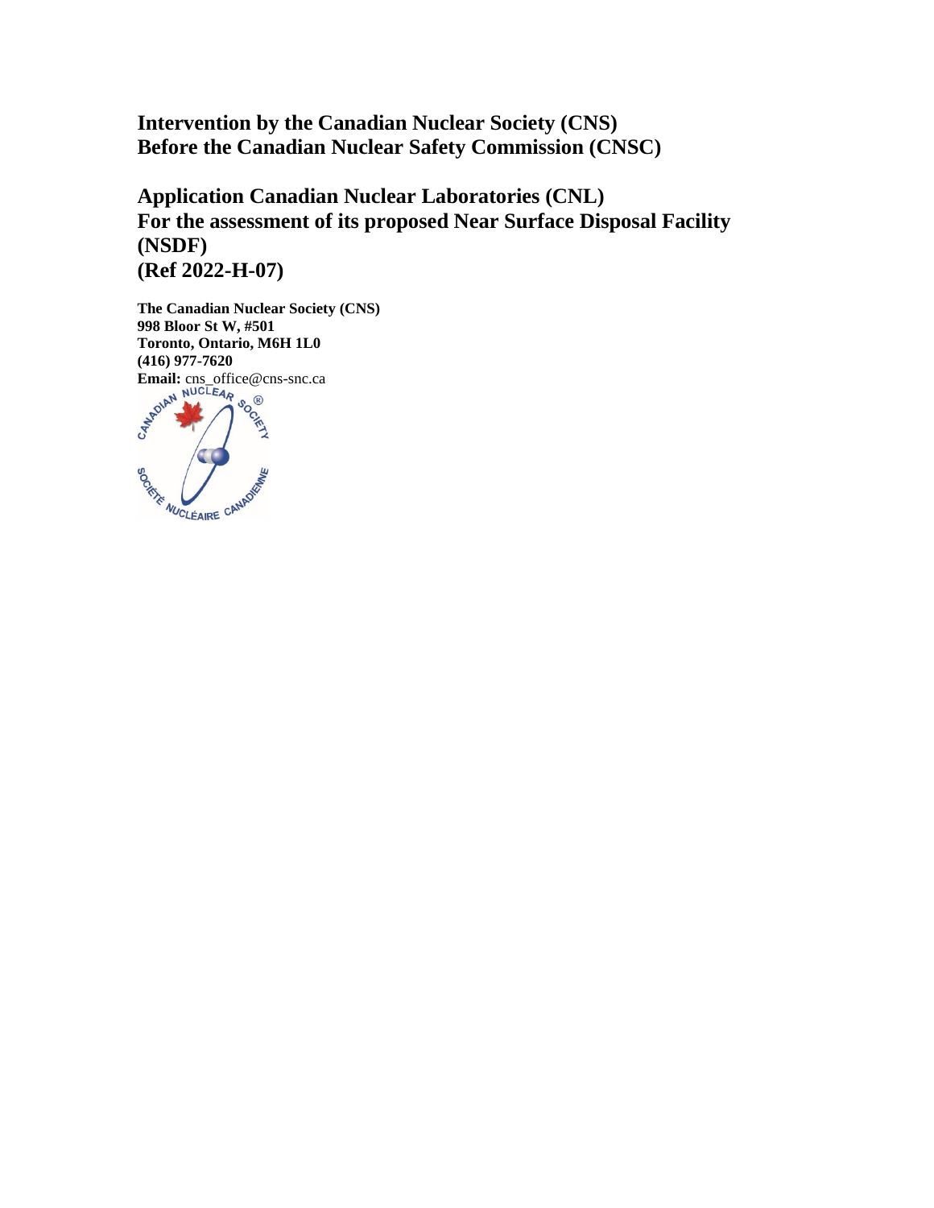**Intervention by the Canadian Nuclear Society (CNS)**
**Before the Canadian Nuclear Safety Commission (CNSC)**

**Application Canadian Nuclear Laboratories (CNL)**
**For the assessment of its proposed Near Surface Disposal Facility (NSDF)**
**(Ref 2022-H-07)**

**The Canadian Nuclear Society (CNS)**
**998 Bloor St W, #501**
**Toronto, Ontario, M6H 1L0**
**(416) 977-7620**
**Email:** cns_office@cns-snc.ca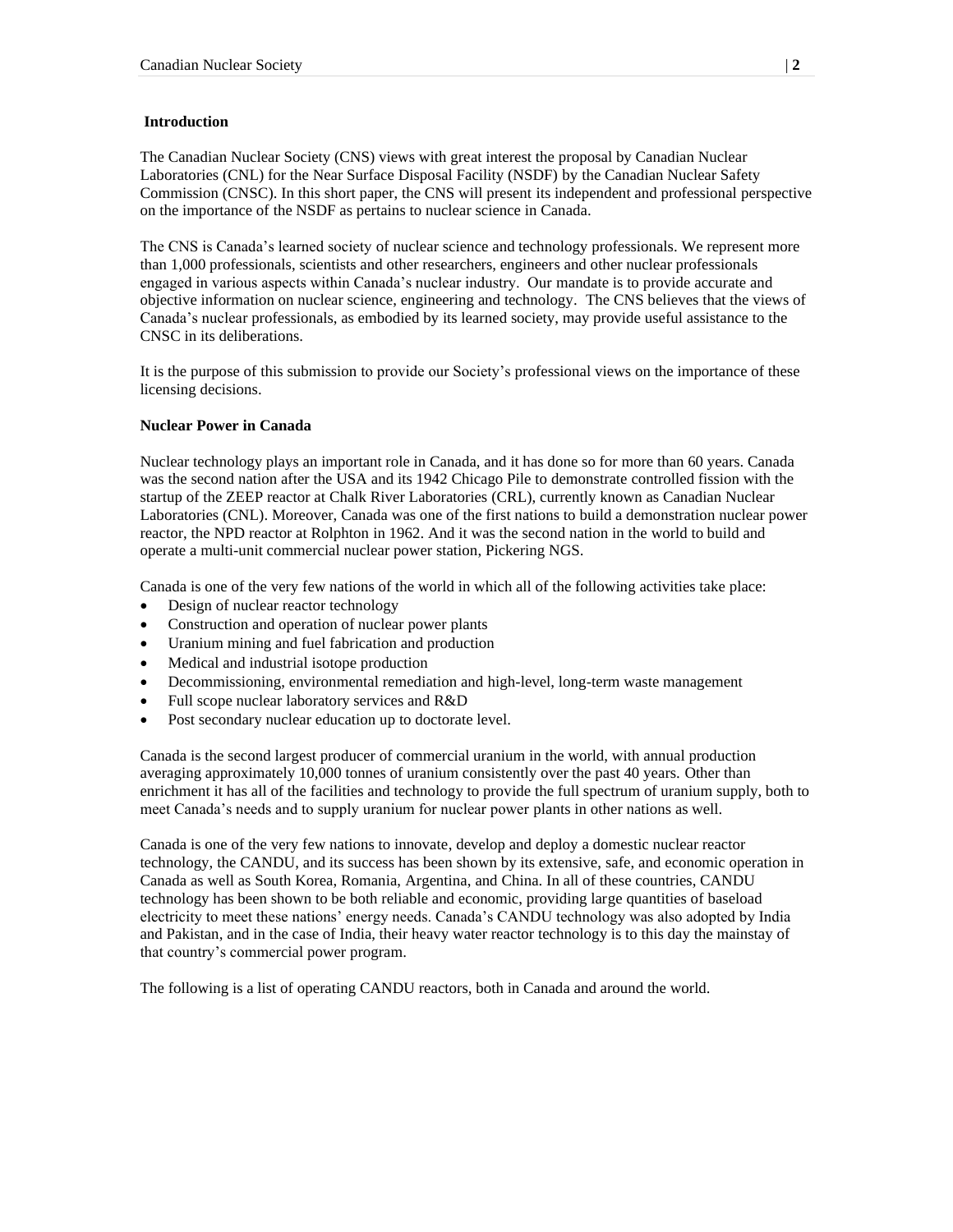## Introduction

The Canadian Nuclear Society (CNS) views with great interest the proposal by Canadian Nuclear Laboratories (CNL) for the Near Surface Disposal Facility (NSDF) by the Canadian Nuclear Safety Commission (CNSC). In this short paper, the CNS will present its independent and professional perspective on the importance of the NSDF as pertains to nuclear science in Canada.

The CNS is Canada's learned society of nuclear science and technology professionals. We represent more than 1,000 professionals, scientists and other researchers, engineers and other nuclear professionals engaged in various aspects within Canada's nuclear industry. Our mandate is to provide accurate and objective information on nuclear science, engineering and technology. The CNS believes that the views of Canada's nuclear professionals, as embodied by its learned society, may provide useful assistance to the CNSC in its deliberations.

It is the purpose of this submission to provide our Society's professional views on the importance of these licensing decisions.

## Nuclear Power in Canada

Nuclear technology plays an important role in Canada, and it has done so for more than 60 years. Canada was the second nation after the USA and its 1942 Chicago Pile to demonstrate controlled fission with the startup of the ZEEP reactor at Chalk River Laboratories (CRL), currently known as Canadian Nuclear Laboratories (CNL). Moreover, Canada was one of the first nations to build a demonstration nuclear power reactor, the NPD reactor at Rolphton in 1962. And it was the second nation in the world to build and operate a multi-unit commercial nuclear power station, Pickering NGS.

Canada is one of the very few nations of the world in which all of the following activities take place:

- Design of nuclear reactor technology
- Construction and operation of nuclear power plants
- Uranium mining and fuel fabrication and production
- Medical and industrial isotope production
- Decommissioning, environmental remediation and high-level, long-term waste management
- Full scope nuclear laboratory services and R&D
- Post secondary nuclear education up to doctorate level.

Canada is the second largest producer of commercial uranium in the world, with annual production averaging approximately 10,000 tonnes of uranium consistently over the past 40 years. Other than enrichment it has all of the facilities and technology to provide the full spectrum of uranium supply, both to meet Canada's needs and to supply uranium for nuclear power plants in other nations as well.

Canada is one of the very few nations to innovate, develop and deploy a domestic nuclear reactor technology, the CANDU, and its success has been shown by its extensive, safe, and economic operation in Canada as well as South Korea, Romania, Argentina, and China. In all of these countries, CANDU technology has been shown to be both reliable and economic, providing large quantities of baseload electricity to meet these nations' energy needs. Canada's CANDU technology was also adopted by India and Pakistan, and in the case of India, their heavy water reactor technology is to this day the mainstay of that country's commercial power program.

The following is a list of operating CANDU reactors, both in Canada and around the world.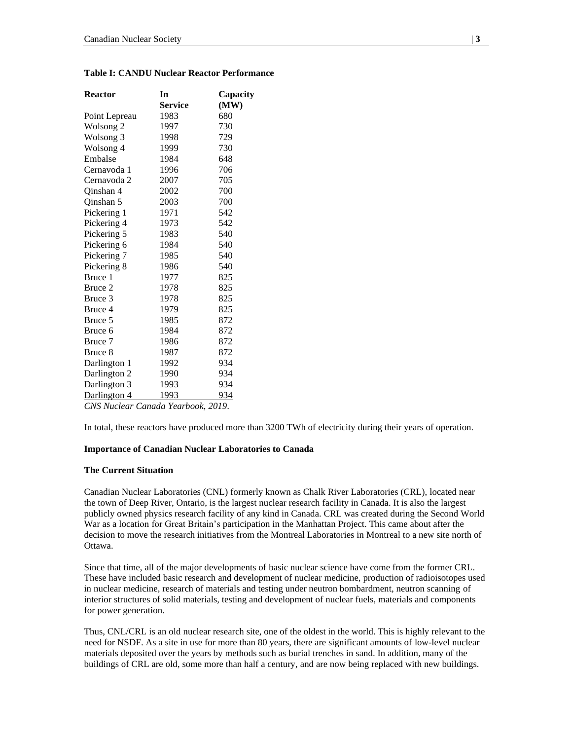**Table I: CANDU Nuclear Reactor Performance**

| Reactor | In Service | Capacity (MW) |
|---|---|---|
| Point Lepreau | 1983 | 680 |
| Wolsong 2 | 1997 | 730 |
| Wolsong 3 | 1998 | 729 |
| Wolsong 4 | 1999 | 730 |
| Embalse | 1984 | 648 |
| Cernavoda 1 | 1996 | 706 |
| Cernavoda 2 | 2007 | 705 |
| Qinshan 4 | 2002 | 700 |
| Qinshan 5 | 2003 | 700 |
| Pickering 1 | 1971 | 542 |
| Pickering 4 | 1973 | 542 |
| Pickering 5 | 1983 | 540 |
| Pickering 6 | 1984 | 540 |
| Pickering 7 | 1985 | 540 |
| Pickering 8 | 1986 | 540 |
| Bruce 1 | 1977 | 825 |
| Bruce 2 | 1978 | 825 |
| Bruce 3 | 1978 | 825 |
| Bruce 4 | 1979 | 825 |
| Bruce 5 | 1985 | 872 |
| Bruce 6 | 1984 | 872 |
| Bruce 7 | 1986 | 872 |
| Bruce 8 | 1987 | 872 |
| Darlington 1 | 1992 | 934 |
| Darlington 2 | 1990 | 934 |
| Darlington 3 | 1993 | 934 |
| Darlington 4 | 1993 | 934 |

*CNS Nuclear Canada Yearbook, 2019*.

In total, these reactors have produced more than 3200 TWh of electricity during their years of operation.

**Importance of Canadian Nuclear Laboratories to Canada**

**The Current Situation**

Canadian Nuclear Laboratories (CNL) formerly known as Chalk River Laboratories (CRL), located near the town of Deep River, Ontario, is the largest nuclear research facility in Canada. It is also the largest publicly owned physics research facility of any kind in Canada. CRL was created during the Second World War as a location for Great Britain's participation in the Manhattan Project. This came about after the decision to move the research initiatives from the Montreal Laboratories in Montreal to a new site north of Ottawa.

Since that time, all of the major developments of basic nuclear science have come from the former CRL. These have included basic research and development of nuclear medicine, production of radioisotopes used in nuclear medicine, research of materials and testing under neutron bombardment, neutron scanning of interior structures of solid materials, testing and development of nuclear fuels, materials and components for power generation.

Thus, CNL/CRL is an old nuclear research site, one of the oldest in the world. This is highly relevant to the need for NSDF. As a site in use for more than 80 years, there are significant amounts of low-level nuclear materials deposited over the years by methods such as burial trenches in sand. In addition, many of the buildings of CRL are old, some more than half a century, and are now being replaced with new buildings.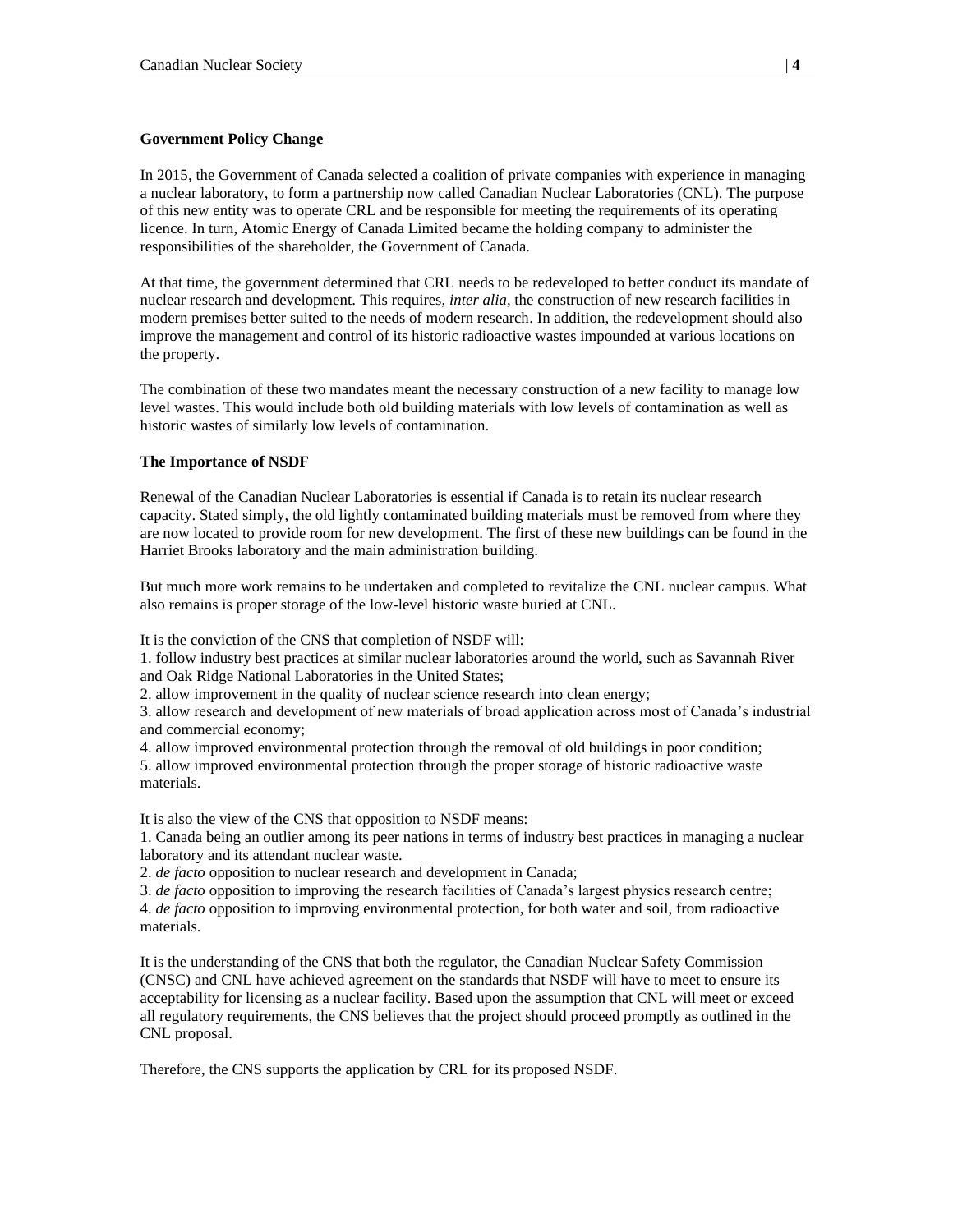**Government Policy Change**

In 2015, the Government of Canada selected a coalition of private companies with experience in managing a nuclear laboratory, to form a partnership now called Canadian Nuclear Laboratories (CNL). The purpose of this new entity was to operate CRL and be responsible for meeting the requirements of its operating licence. In turn, Atomic Energy of Canada Limited became the holding company to administer the responsibilities of the shareholder, the Government of Canada.

At that time, the government determined that CRL needs to be redeveloped to better conduct its mandate of nuclear research and development. This requires, *inter alia*, the construction of new research facilities in modern premises better suited to the needs of modern research. In addition, the redevelopment should also improve the management and control of its historic radioactive wastes impounded at various locations on the property.

The combination of these two mandates meant the necessary construction of a new facility to manage low level wastes. This would include both old building materials with low levels of contamination as well as historic wastes of similarly low levels of contamination.

**The Importance of NSDF**

Renewal of the Canadian Nuclear Laboratories is essential if Canada is to retain its nuclear research capacity. Stated simply, the old lightly contaminated building materials must be removed from where they are now located to provide room for new development. The first of these new buildings can be found in the Harriet Brooks laboratory and the main administration building.

But much more work remains to be undertaken and completed to revitalize the CNL nuclear campus. What also remains is proper storage of the low-level historic waste buried at CNL.

It is the conviction of the CNS that completion of NSDF will:
1. follow industry best practices at similar nuclear laboratories around the world, such as Savannah River and Oak Ridge National Laboratories in the United States;
2. allow improvement in the quality of nuclear science research into clean energy;
3. allow research and development of new materials of broad application across most of Canada's industrial and commercial economy;
4. allow improved environmental protection through the removal of old buildings in poor condition;
5. allow improved environmental protection through the proper storage of historic radioactive waste materials.

It is also the view of the CNS that opposition to NSDF means:
1. Canada being an outlier among its peer nations in terms of industry best practices in managing a nuclear laboratory and its attendant nuclear waste.
2. *de facto* opposition to nuclear research and development in Canada;
3. *de facto* opposition to improving the research facilities of Canada's largest physics research centre;
4. *de facto* opposition to improving environmental protection, for both water and soil, from radioactive materials.

It is the understanding of the CNS that both the regulator, the Canadian Nuclear Safety Commission (CNSC) and CNL have achieved agreement on the standards that NSDF will have to meet to ensure its acceptability for licensing as a nuclear facility. Based upon the assumption that CNL will meet or exceed all regulatory requirements, the CNS believes that the project should proceed promptly as outlined in the CNL proposal.

Therefore, the CNS supports the application by CRL for its proposed NSDF.